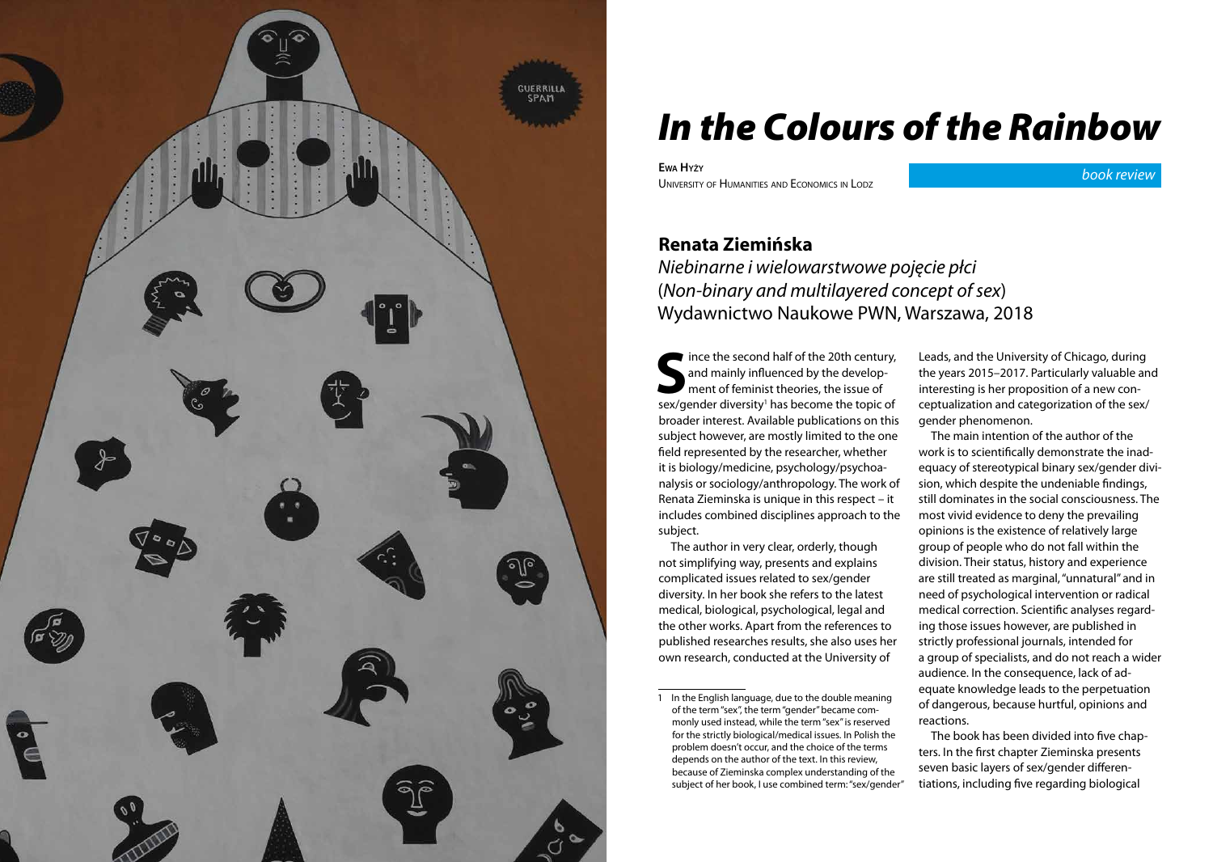# *In the Colours of the Rainbow*

**Ewa Hyży**
University of Humanities and Economics in Lodz

*book review*

## Renata Ziemińska

*Niebinarne i wielowarstwowe pojęcie płci*
(*Non-binary and multilayered concept of sex*)
Wydawnictwo Naukowe PWN, Warszawa, 2018

Since the second half of the 20th century, and mainly influenced by the development of feminist theories, the issue of sex/gender diversity[1] has become the topic of broader interest. Available publications on this subject however, are mostly limited to the one field represented by the researcher, whether it is biology/medicine, psychology/psychoanalysis or sociology/anthropology. The work of Renata Zieminska is unique in this respect – it includes combined disciplines approach to the subject.

The author in very clear, orderly, though not simplifying way, presents and explains complicated issues related to sex/gender diversity. In her book she refers to the latest medical, biological, psychological, legal and the other works. Apart from the references to published researches results, she also uses her own research, conducted at the University of Leads, and the University of Chicago, during the years 2015–2017. Particularly valuable and interesting is her proposition of a new conceptualization and categorization of the sex/gender phenomenon.

The main intention of the author of the work is to scientifically demonstrate the inadequacy of stereotypical binary sex/gender division, which despite the undeniable findings, still dominates in the social consciousness. The most vivid evidence to deny the prevailing opinions is the existence of relatively large group of people who do not fall within the division. Their status, history and experience are still treated as marginal, "unnatural" and in need of psychological intervention or radical medical correction. Scientific analyses regarding those issues however, are published in strictly professional journals, intended for a group of specialists, and do not reach a wider audience. In the consequence, lack of adequate knowledge leads to the perpetuation of dangerous, because hurtful, opinions and reactions.

The book has been divided into five chapters. In the first chapter Zieminska presents seven basic layers of sex/gender differentiations, including five regarding biological

---

1 In the English language, due to the double meaning of the term "sex", the term "gender" became commonly used instead, while the term "sex" is reserved for the strictly biological/medical issues. In Polish the problem doesn't occur, and the choice of the terms depends on the author of the text. In this review, because of Zieminska complex understanding of the subject of her book, I use combined term: "sex/gender"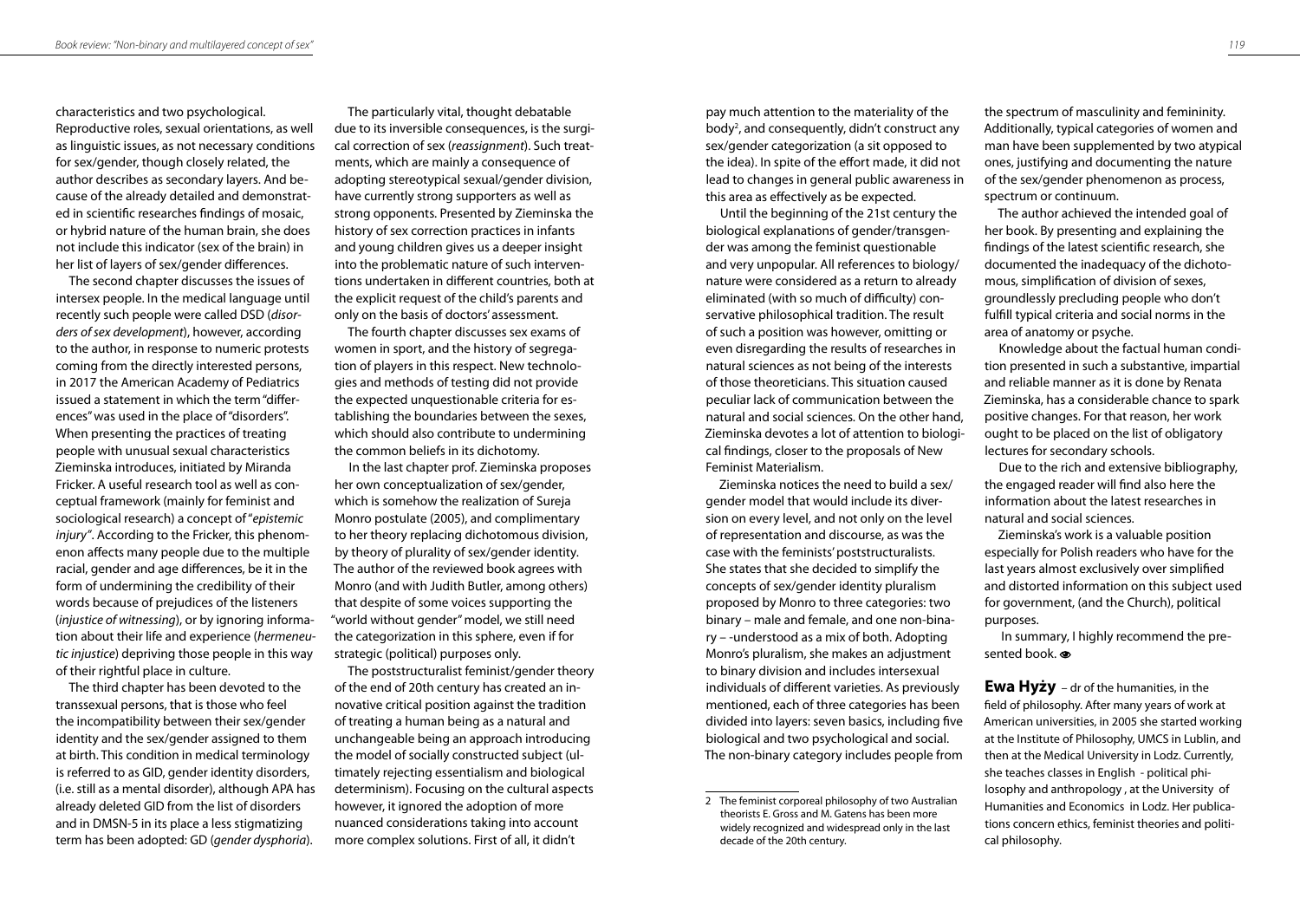characteristics and two psychological. Reproductive roles, sexual orientations, as well as linguistic issues, as not necessary conditions for sex/gender, though closely related, the author describes as secondary layers. And because of the already detailed and demonstrated in scientific researches findings of mosaic, or hybrid nature of the human brain, she does not include this indicator (sex of the brain) in her list of layers of sex/gender differences.

The second chapter discusses the issues of intersex people. In the medical language until recently such people were called DSD (*disorders of sex development*), however, according to the author, in response to numeric protests coming from the directly interested persons, in 2017 the American Academy of Pediatrics issued a statement in which the term "differences" was used in the place of "disorders". When presenting the practices of treating people with unusual sexual characteristics Zieminska introduces, initiated by Miranda Fricker. A useful research tool as well as conceptual framework (mainly for feminist and sociological research) a concept of "*epistemic injury*". According to the Fricker, this phenomenon affects many people due to the multiple racial, gender and age differences, be it in the form of undermining the credibility of their words because of prejudices of the listeners (*injustice of witnessing*), or by ignoring information about their life and experience (*hermeneutic injustice*) depriving those people in this way of their rightful place in culture.

The third chapter has been devoted to the transsexual persons, that is those who feel the incompatibility between their sex/gender identity and the sex/gender assigned to them at birth. This condition in medical terminology is referred to as GID, gender identity disorders, (i.e. still as a mental disorder), although APA has already deleted GID from the list of disorders and in DMSN-5 in its place a less stigmatizing term has been adopted: GD (*gender dysphoria*).

The particularly vital, thought debatable due to its inversible consequences, is the surgical correction of sex (*reassignment*). Such treatments, which are mainly a consequence of adopting stereotypical sexual/gender division, have currently strong supporters as well as strong opponents. Presented by Zieminska the history of sex correction practices in infants and young children gives us a deeper insight into the problematic nature of such interventions undertaken in different countries, both at the explicit request of the child's parents and only on the basis of doctors' assessment.

The fourth chapter discusses sex exams of women in sport, and the history of segregation of players in this respect. New technologies and methods of testing did not provide the expected unquestionable criteria for establishing the boundaries between the sexes, which should also contribute to undermining the common beliefs in its dichotomy.

In the last chapter prof. Zieminska proposes her own conceptualization of sex/gender, which is somehow the realization of Sureja Monro postulate (2005), and complimentary to her theory replacing dichotomous division, by theory of plurality of sex/gender identity. The author of the reviewed book agrees with Monro (and with Judith Butler, among others) that despite of some voices supporting the "world without gender" model, we still need the categorization in this sphere, even if for strategic (political) purposes only.

The poststructuralist feminist/gender theory of the end of 20th century has created an innovative critical position against the tradition of treating a human being as a natural and unchangeable being an approach introducing the model of socially constructed subject (ultimately rejecting essentialism and biological determinism). Focusing on the cultural aspects however, it ignored the adoption of more nuanced considerations taking into account more complex solutions. First of all, it didn't pay much attention to the materiality of the body[2], and consequently, didn't construct any sex/gender categorization (a sit opposed to the idea). In spite of the effort made, it did not lead to changes in general public awareness in this area as effectively as be expected.

Until the beginning of the 21st century the biological explanations of gender/transgender was among the feminist questionable and very unpopular. All references to biology/nature were considered as a return to already eliminated (with so much of difficulty) conservative philosophical tradition. The result of such a position was however, omitting or even disregarding the results of researches in natural sciences as not being of the interests of those theoreticians. This situation caused peculiar lack of communication between the natural and social sciences. On the other hand, Zieminska devotes a lot of attention to biological findings, closer to the proposals of New Feminist Materialism.

Zieminska notices the need to build a sex/gender model that would include its diversion on every level, and not only on the level of representation and discourse, as was the case with the feminists' poststructuralists. She states that she decided to simplify the concepts of sex/gender identity pluralism proposed by Monro to three categories: two binary – male and female, and one non-binary – -understood as a mix of both. Adopting Monro's pluralism, she makes an adjustment to binary division and includes intersexual individuals of different varieties. As previously mentioned, each of three categories has been divided into layers: seven basics, including five biological and two psychological and social. The non-binary category includes people from the spectrum of masculinity and femininity. Additionally, typical categories of women and man have been supplemented by two atypical ones, justifying and documenting the nature of the sex/gender phenomenon as process, spectrum or continuum.

The author achieved the intended goal of her book. By presenting and explaining the findings of the latest scientific research, she documented the inadequacy of the dichotomous, simplification of division of sexes, groundlessly precluding people who don't fulfill typical criteria and social norms in the area of anatomy or psyche.

Knowledge about the factual human condition presented in such a substantive, impartial and reliable manner as it is done by Renata Zieminska, has a considerable chance to spark positive changes. For that reason, her work ought to be placed on the list of obligatory lectures for secondary schools.

Due to the rich and extensive bibliography, the engaged reader will find also here the information about the latest researches in natural and social sciences.

Zieminska's work is a valuable position especially for Polish readers who have for the last years almost exclusively over simplified and distorted information on this subject used for government, (and the Church), political purposes.

In summary, I highly recommend the presented book.

[2] The feminist corporeal philosophy of two Australian theorists E. Gross and M. Gatens has been more widely recognized and widespread only in the last decade of the 20th century.

**Ewa Hyży** – dr of the humanities, in the field of philosophy. After many years of work at American universities, in 2005 she started working at the Institute of Philosophy, UMCS in Lublin, and then at the Medical University in Lodz. Currently, she teaches classes in English - political philosophy and anthropology , at the University of Humanities and Economics in Lodz. Her publications concern ethics, feminist theories and political philosophy.